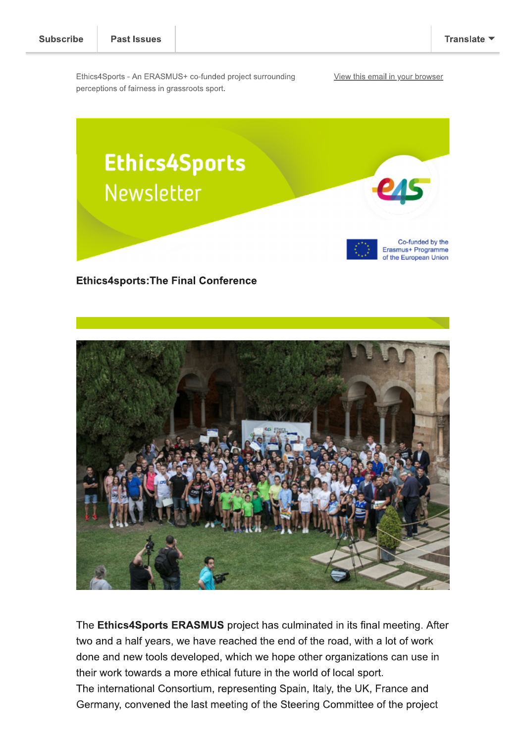Subscribe | Past Issues | Translate

Ethics4Sports - An ERASMUS+ co-funded project surrounding perceptions of fairness in grassroots sport.

View this email in your browser

**Ethics4sports:The Final Conference**

The **Ethics4Sports ERASMUS** project has culminated in its final meeting. After two and a half years, we have reached the end of the road, with a lot of work done and new tools developed, which we hope other organizations can use in their work towards a more ethical future in the world of local sport.
The international Consortium, representing Spain, Italy, the UK, France and Germany, convened the last meeting of the Steering Committee of the project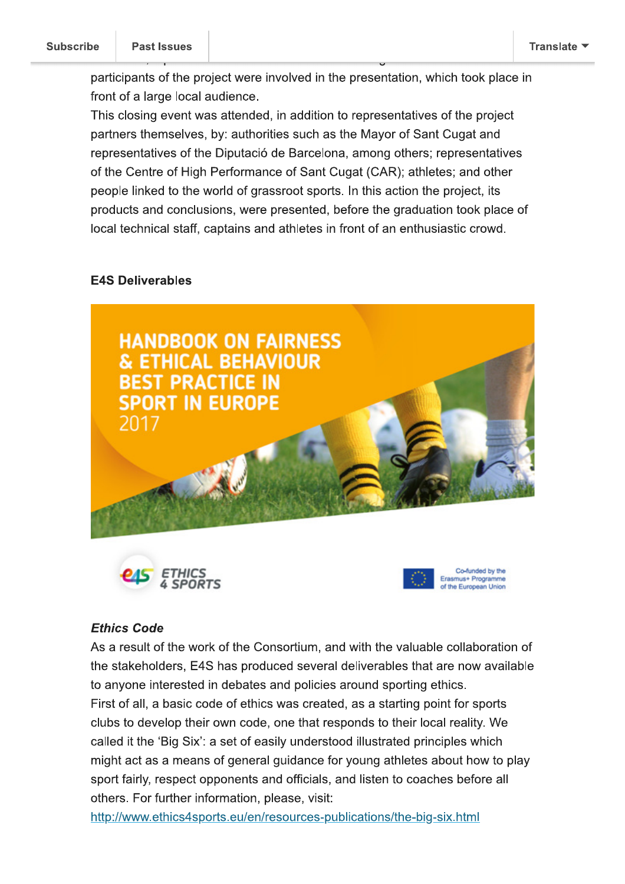participants of the project were involved in the presentation, which took place in front of a large local audience.

This closing event was attended, in addition to representatives of the project partners themselves, by: authorities such as the Mayor of Sant Cugat and representatives of the Diputació de Barcelona, among others; representatives of the Centre of High Performance of Sant Cugat (CAR); athletes; and other people linked to the world of grassroot sports. In this action the project, its products and conclusions, were presented, before the graduation took place of local technical staff, captains and athletes in front of an enthusiastic crowd.

**E4S Deliverables**

HANDBOOK ON FAIRNESS & ETHICAL BEHAVIOUR BEST PRACTICE IN SPORT IN EUROPE 2017

ETHICS 4 SPORTS

Co-funded by the Erasmus+ Programme of the European Union

***Ethics Code***

As a result of the work of the Consortium, and with the valuable collaboration of the stakeholders, E4S has produced several deliverables that are now available to anyone interested in debates and policies around sporting ethics.

First of all, a basic code of ethics was created, as a starting point for sports clubs to develop their own code, one that responds to their local reality. We called it the 'Big Six': a set of easily understood illustrated principles which might act as a means of general guidance for young athletes about how to play sport fairly, respect opponents and officials, and listen to coaches before all others. For further information, please, visit: http://www.ethics4sports.eu/en/resources-publications/the-big-six.html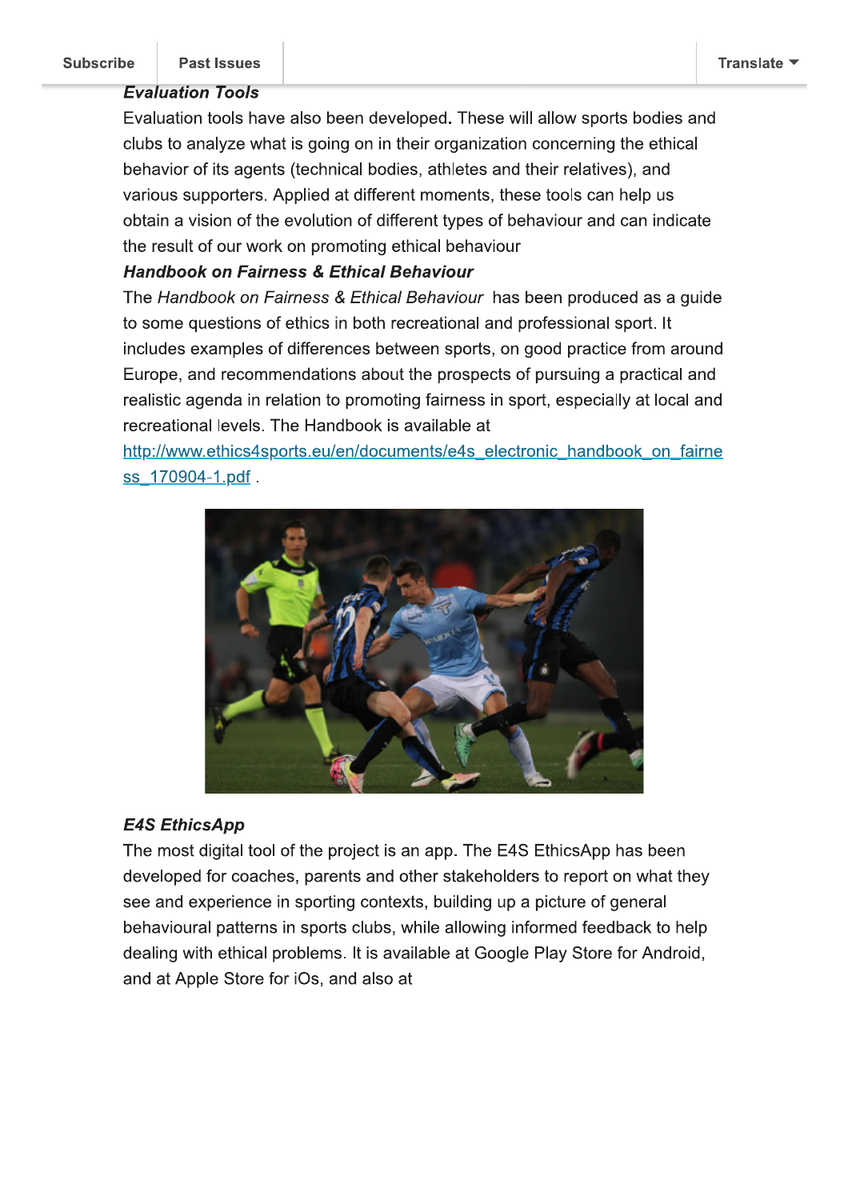### *Evaluation Tools*

Evaluation tools have also been developed. These will allow sports bodies and clubs to analyze what is going on in their organization concerning the ethical behavior of its agents (technical bodies, athletes and their relatives), and various supporters. Applied at different moments, these tools can help us obtain a vision of the evolution of different types of behaviour and can indicate the result of our work on promoting ethical behaviour

### *Handbook on Fairness & Ethical Behaviour*

The *Handbook on Fairness & Ethical Behaviour* has been produced as a guide to some questions of ethics in both recreational and professional sport. It includes examples of differences between sports, on good practice from around Europe, and recommendations about the prospects of pursuing a practical and realistic agenda in relation to promoting fairness in sport, especially at local and recreational levels. The Handbook is available at http://www.ethics4sports.eu/en/documents/e4s_electronic_handbook_on_fairness_170904-1.pdf .

### *E4S EthicsApp*

The most digital tool of the project is an app. The E4S EthicsApp has been developed for coaches, parents and other stakeholders to report on what they see and experience in sporting contexts, building up a picture of general behavioural patterns in sports clubs, while allowing informed feedback to help dealing with ethical problems. It is available at Google Play Store for Android, and at Apple Store for iOs, and also at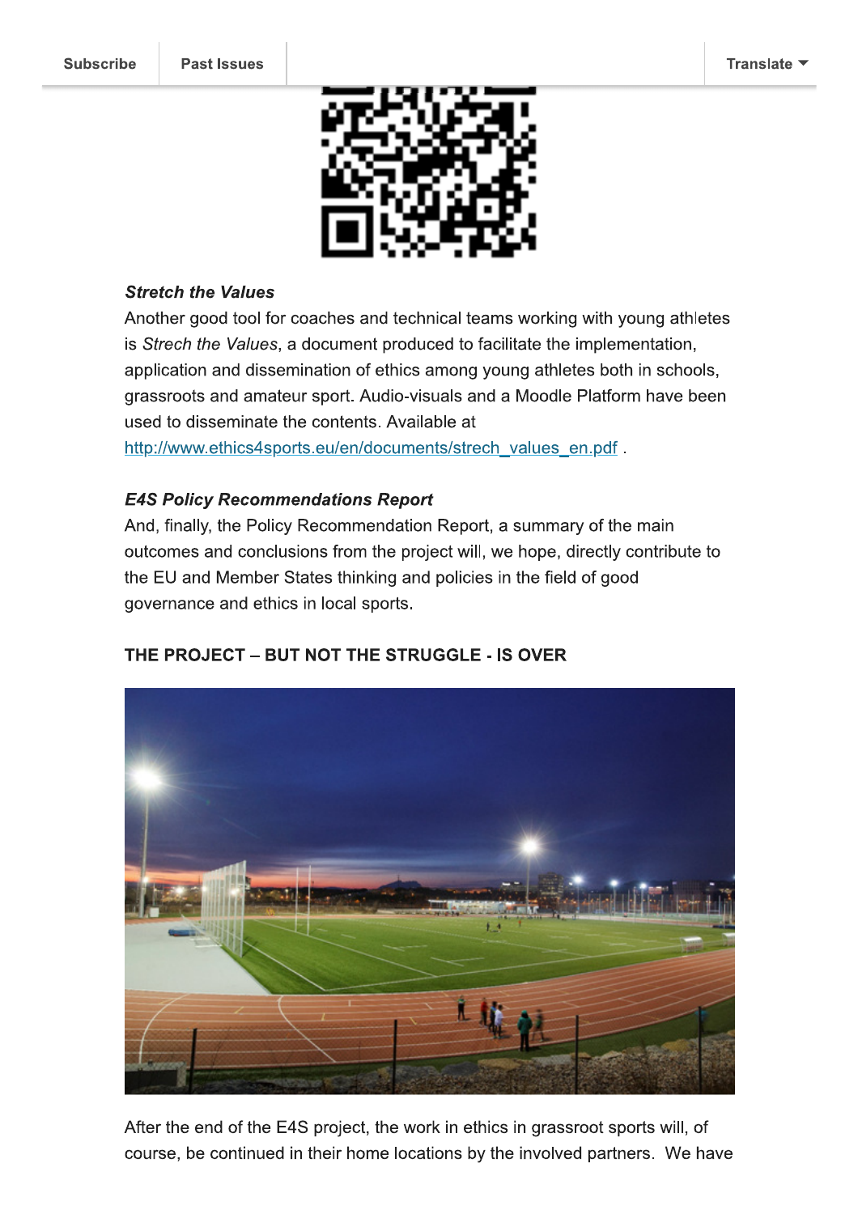***Stretch the Values***

Another good tool for coaches and technical teams working with young athletes is *Strech the Values*, a document produced to facilitate the implementation, application and dissemination of ethics among young athletes both in schools, grassroots and amateur sport. Audio-visuals and a Moodle Platform have been used to disseminate the contents. Available at [http://www.ethics4sports.eu/en/documents/strech_values_en.pdf](http://www.ethics4sports.eu/en/documents/strech_values_en.pdf) .

***E4S Policy Recommendations Report***

And, finally, the Policy Recommendation Report, a summary of the main outcomes and conclusions from the project will, we hope, directly contribute to the EU and Member States thinking and policies in the field of good governance and ethics in local sports.

**THE PROJECT – BUT NOT THE STRUGGLE - IS OVER**

After the end of the E4S project, the work in ethics in grassroot sports will, of course, be continued in their home locations by the involved partners. We have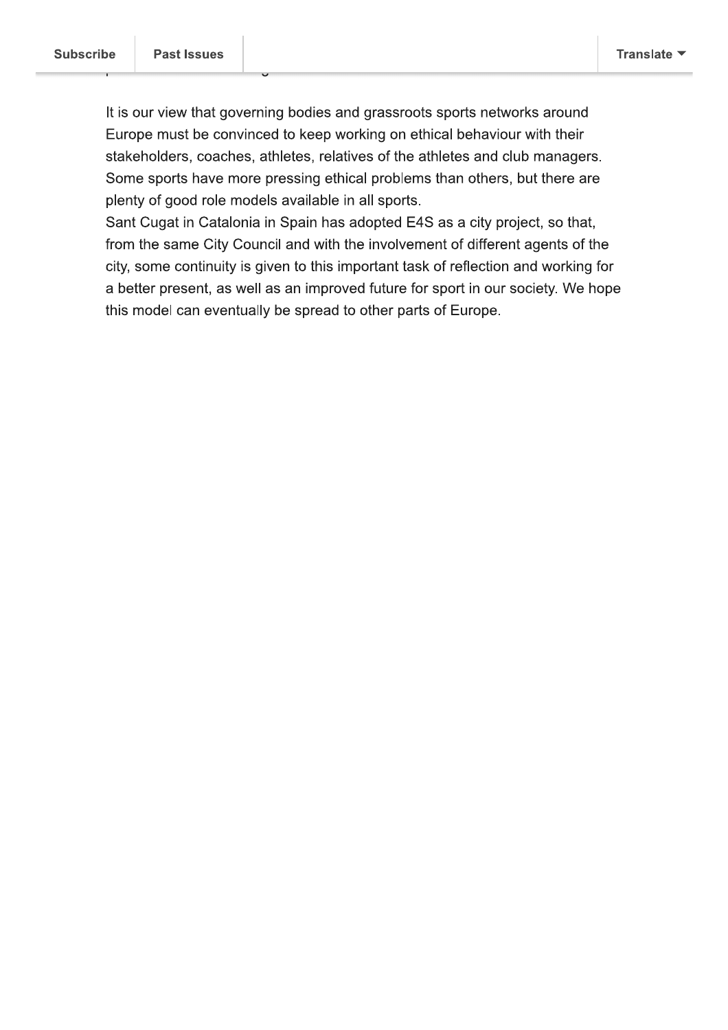It is our view that governing bodies and grassroots sports networks around Europe must be convinced to keep working on ethical behaviour with their stakeholders, coaches, athletes, relatives of the athletes and club managers. Some sports have more pressing ethical problems than others, but there are plenty of good role models available in all sports.

Sant Cugat in Catalonia in Spain has adopted E4S as a city project, so that, from the same City Council and with the involvement of different agents of the city, some continuity is given to this important task of reflection and working for a better present, as well as an improved future for sport in our society. We hope this model can eventually be spread to other parts of Europe.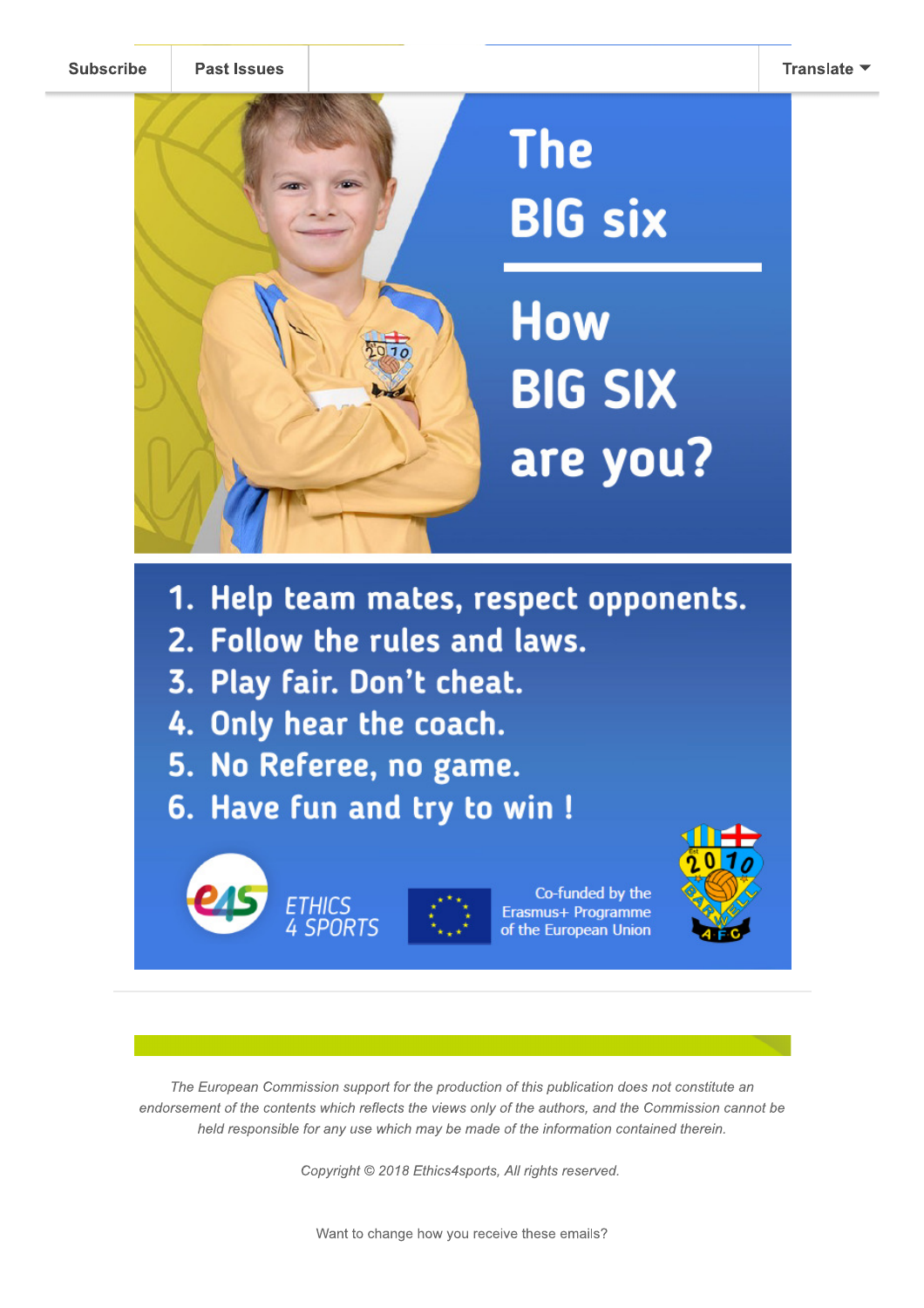Subscribe | Past Issues | Translate

# The BIG six

## How BIG SIX are you?

1. Help team mates, respect opponents.
2. Follow the rules and laws.
3. Play fair. Don't cheat.
4. Only hear the coach.
5. No Referee, no game.
6. Have fun and try to win !

ETHICS 4 SPORTS

Co-funded by the Erasmus+ Programme of the European Union

*The European Commission support for the production of this publication does not constitute an endorsement of the contents which reflects the views only of the authors, and the Commission cannot be held responsible for any use which may be made of the information contained therein.*

*Copyright © 2018 Ethics4sports, All rights reserved.*

Want to change how you receive these emails?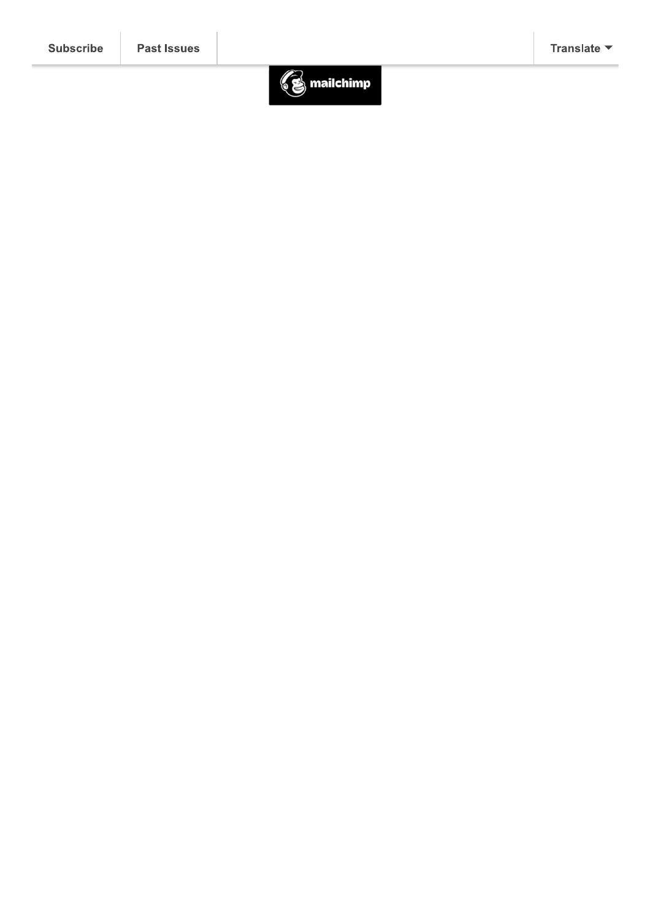Subscribe | Past Issues | Translate